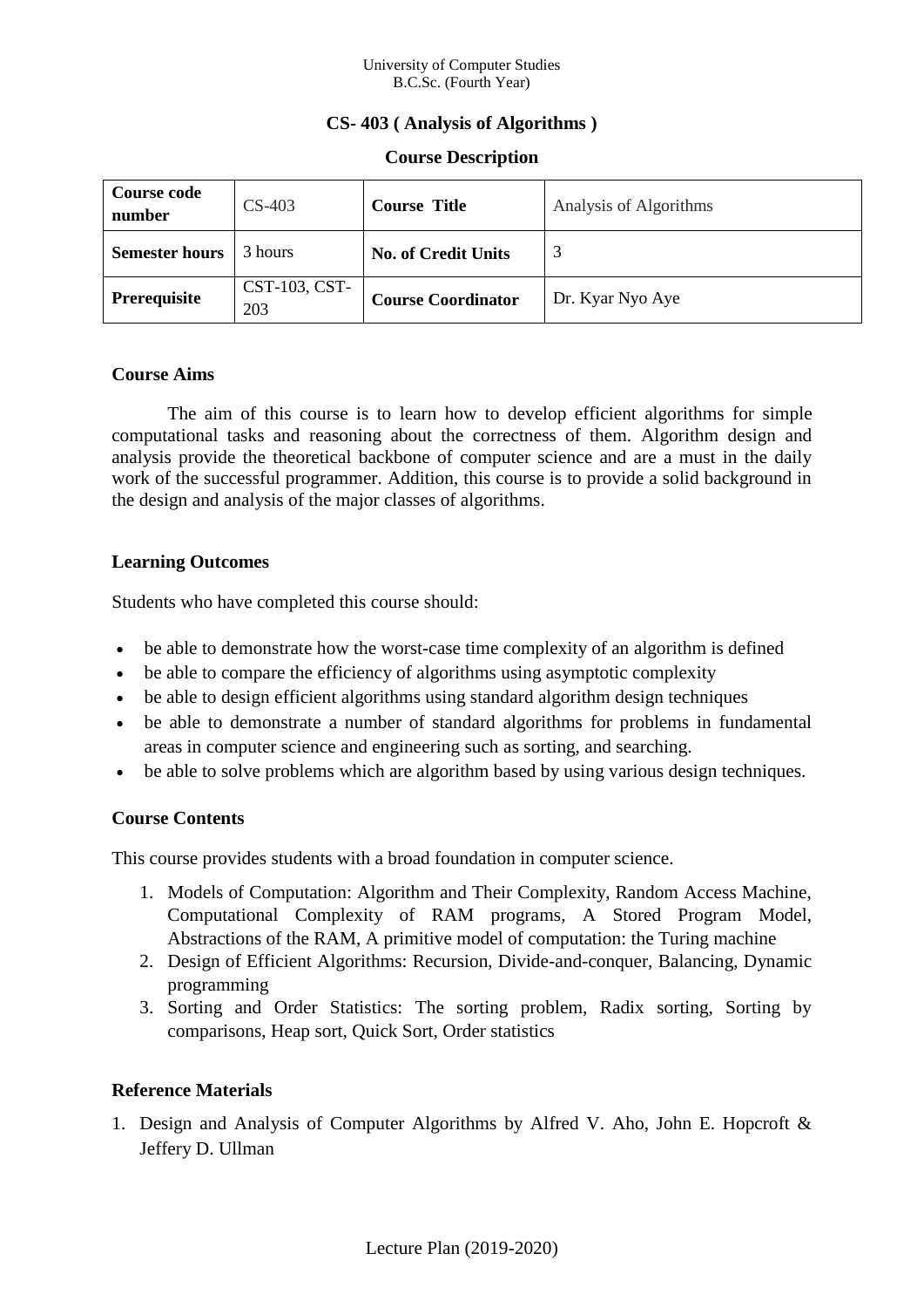University of Computer Studies
B.C.Sc. (Fourth Year)

# CS- 403 ( Analysis of Algorithms )

## Course Description

| **Course code number** | CS-403 | **Course Title** | Analysis of Algorithms |
|---|---|---|---|
| **Semester hours** | 3 hours | **No. of Credit Units** | 3 |
| **Prerequisite** | CST-103, CST-203 | **Course Coordinator** | Dr. Kyar Nyo Aye |

### Course Aims

The aim of this course is to learn how to develop efficient algorithms for simple computational tasks and reasoning about the correctness of them. Algorithm design and analysis provide the theoretical backbone of computer science and are a must in the daily work of the successful programmer. Addition, this course is to provide a solid background in the design and analysis of the major classes of algorithms.

### Learning Outcomes

Students who have completed this course should:

- be able to demonstrate how the worst-case time complexity of an algorithm is defined
- be able to compare the efficiency of algorithms using asymptotic complexity
- be able to design efficient algorithms using standard algorithm design techniques
- be able to demonstrate a number of standard algorithms for problems in fundamental areas in computer science and engineering such as sorting, and searching.
- be able to solve problems which are algorithm based by using various design techniques.

### Course Contents

This course provides students with a broad foundation in computer science.

1. Models of Computation: Algorithm and Their Complexity, Random Access Machine, Computational Complexity of RAM programs, A Stored Program Model, Abstractions of the RAM, A primitive model of computation: the Turing machine
2. Design of Efficient Algorithms: Recursion, Divide-and-conquer, Balancing, Dynamic programming
3. Sorting and Order Statistics: The sorting problem, Radix sorting, Sorting by comparisons, Heap sort, Quick Sort, Order statistics

### Reference Materials

1. Design and Analysis of Computer Algorithms by Alfred V. Aho, John E. Hopcroft & Jeffery D. Ullman

Lecture Plan (2019-2020)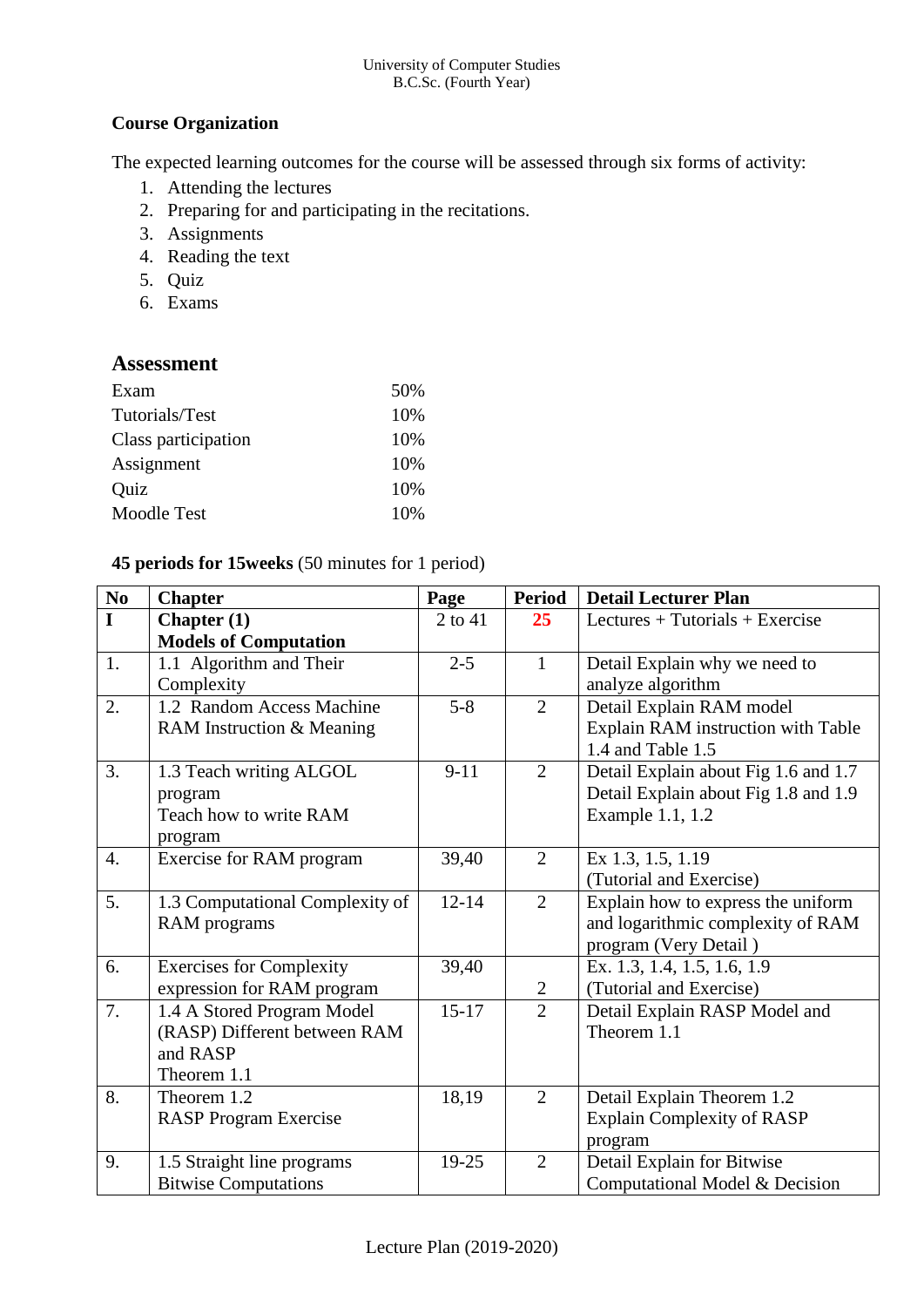**Course Organization**

The expected learning outcomes for the course will be assessed through six forms of activity:

1. Attending the lectures
2. Preparing for and participating in the recitations.
3. Assignments
4. Reading the text
5. Quiz
6. Exams

## Assessment

| | |
|---|---|
| Exam | 50% |
| Tutorials/Test | 10% |
| Class participation | 10% |
| Assignment | 10% |
| Quiz | 10% |
| Moodle Test | 10% |

**45 periods for 15weeks** (50 minutes for 1 period)

| No | Chapter | Page | Period | Detail Lecturer Plan |
|---|---|---|---|---|
| **I** | **Chapter (1)** **Models of Computation** | 2 to 41 | **25** | Lectures + Tutorials + Exercise |
| 1. | 1.1 Algorithm and Their Complexity | 2-5 | 1 | Detail Explain why we need to analyze algorithm |
| 2. | 1.2 Random Access Machine RAM Instruction & Meaning | 5-8 | 2 | Detail Explain RAM model Explain RAM instruction with Table 1.4 and Table 1.5 |
| 3. | 1.3 Teach writing ALGOL program Teach how to write RAM program | 9-11 | 2 | Detail Explain about Fig 1.6 and 1.7 Detail Explain about Fig 1.8 and 1.9 Example 1.1, 1.2 |
| 4. | Exercise for RAM program | 39,40 | 2 | Ex 1.3, 1.5, 1.19 (Tutorial and Exercise) |
| 5. | 1.3 Computational Complexity of RAM programs | 12-14 | 2 | Explain how to express the uniform and logarithmic complexity of RAM program (Very Detail ) |
| 6. | Exercises for Complexity expression for RAM program | 39,40 | 2 | Ex. 1.3, 1.4, 1.5, 1.6, 1.9 (Tutorial and Exercise) |
| 7. | 1.4 A Stored Program Model (RASP) Different between RAM and RASP Theorem 1.1 | 15-17 | 2 | Detail Explain RASP Model and Theorem 1.1 |
| 8. | Theorem 1.2 RASP Program Exercise | 18,19 | 2 | Detail Explain Theorem 1.2 Explain Complexity of RASP program |
| 9. | 1.5 Straight line programs Bitwise Computations | 19-25 | 2 | Detail Explain for Bitwise Computational Model & Decision |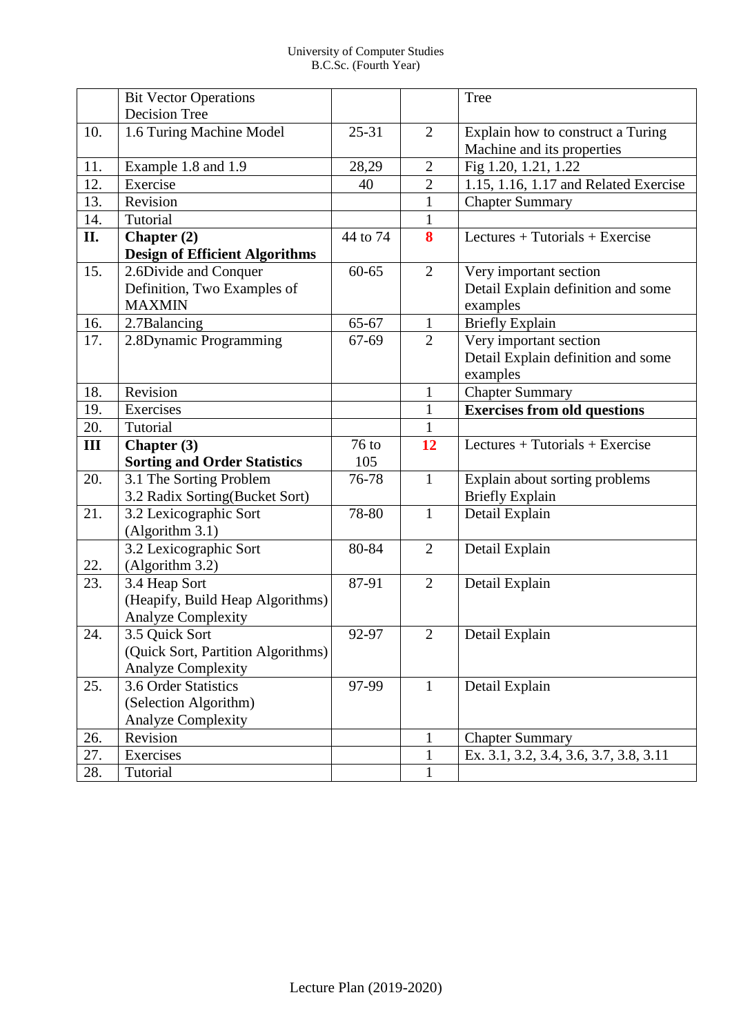| | | | | |
|---|---|---|---|---|
| | Bit Vector Operations<br>Decision Tree | | | Tree |
| 10. | 1.6 Turing Machine Model | 25-31 | 2 | Explain how to construct a Turing Machine and its properties |
| 11. | Example 1.8 and 1.9 | 28,29 | 2 | Fig 1.20, 1.21, 1.22 |
| 12. | Exercise | 40 | 2 | 1.15, 1.16, 1.17 and Related Exercise |
| 13. | Revision | | 1 | Chapter Summary |
| 14. | Tutorial | | 1 | |
| **II.** | **Chapter (2)<br>Design of Efficient Algorithms** | 44 to 74 | **8** | Lectures + Tutorials + Exercise |
| 15. | 2.6Divide and Conquer<br>Definition, Two Examples of MAXMIN | 60-65 | 2 | Very important section<br>Detail Explain definition and some examples |
| 16. | 2.7Balancing | 65-67 | 1 | Briefly Explain |
| 17. | 2.8Dynamic Programming | 67-69 | 2 | Very important section<br>Detail Explain definition and some examples |
| 18. | Revision | | 1 | Chapter Summary |
| 19. | Exercises | | 1 | **Exercises from old questions** |
| 20. | Tutorial | | 1 | |
| **III** | **Chapter (3)<br>Sorting and Order Statistics** | 76 to 105 | **12** | Lectures + Tutorials + Exercise |
| 20. | 3.1 The Sorting Problem<br>3.2 Radix Sorting(Bucket Sort) | 76-78 | 1 | Explain about sorting problems<br>Briefly Explain |
| 21. | 3.2 Lexicographic Sort<br>(Algorithm 3.1) | 78-80 | 1 | Detail Explain |
| 22. | 3.2 Lexicographic Sort<br>(Algorithm 3.2) | 80-84 | 2 | Detail Explain |
| 23. | 3.4 Heap Sort<br>(Heapify, Build Heap Algorithms)<br>Analyze Complexity | 87-91 | 2 | Detail Explain |
| 24. | 3.5 Quick Sort<br>(Quick Sort, Partition Algorithms)<br>Analyze Complexity | 92-97 | 2 | Detail Explain |
| 25. | 3.6 Order Statistics<br>(Selection Algorithm)<br>Analyze Complexity | 97-99 | 1 | Detail Explain |
| 26. | Revision | | 1 | Chapter Summary |
| 27. | Exercises | | 1 | Ex. 3.1, 3.2, 3.4, 3.6, 3.7, 3.8, 3.11 |
| 28. | Tutorial | | 1 | |